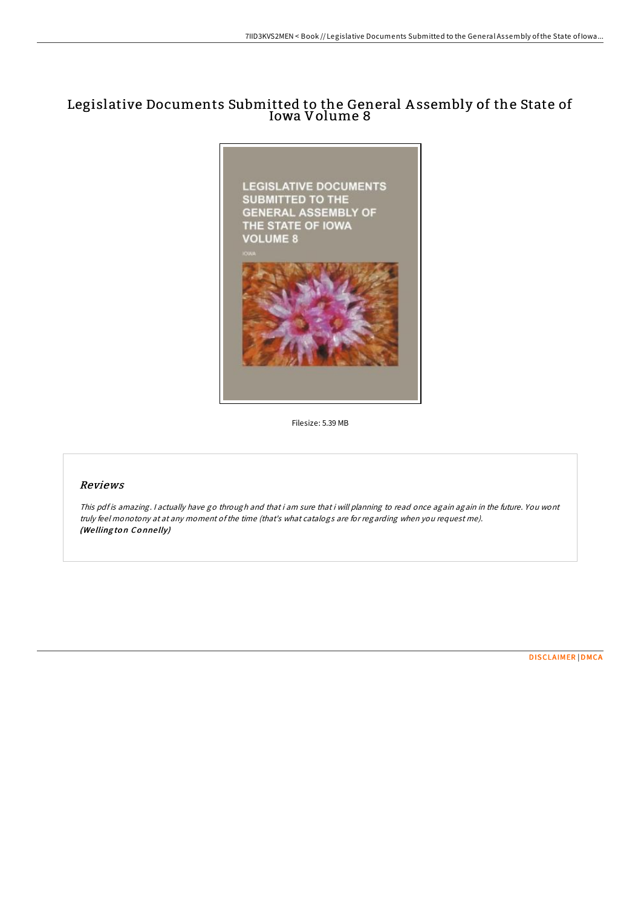# Legislative Documents Submitted to the General Assembly of the State of Iowa Volume 8

Filesize: 5.39 MB

## *Reviews*

*This pdf is amazing. I actually have go through and that i am sure that i will planning to read once again again in the future. You wont truly feel monotony at at any moment of the time (that's what catalogs are for regarding when you request me).*
***(Wellington Connelly)***

DISCLAIMER | DMCA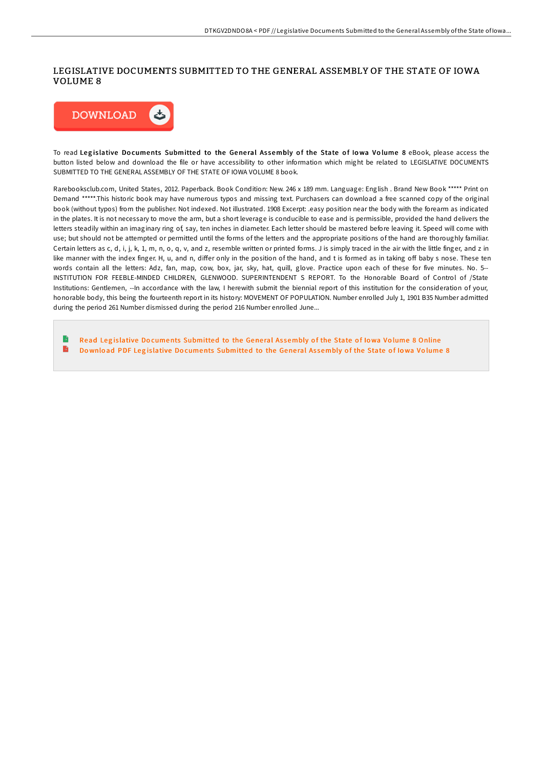# LEGISLATIVE DOCUMENTS SUBMITTED TO THE GENERAL ASSEMBLY OF THE STATE OF IOWA VOLUME 8

DOWNLOAD

To read **Legislative Documents Submitted to the General Assembly of the State of Iowa Volume 8** eBook, please access the button listed below and download the file or have accessibility to other information which might be related to LEGISLATIVE DOCUMENTS SUBMITTED TO THE GENERAL ASSEMBLY OF THE STATE OF IOWA VOLUME 8 book.

Rarebooksclub.com, United States, 2012. Paperback. Book Condition: New. 246 x 189 mm. Language: English . Brand New Book ***** Print on Demand *****.This historic book may have numerous typos and missing text. Purchasers can download a free scanned copy of the original book (without typos) from the publisher. Not indexed. Not illustrated. 1908 Excerpt: .easy position near the body with the forearm as indicated in the plates. It is not necessary to move the arm, but a short leverage is conducible to ease and is permissible, provided the hand delivers the letters steadily within an imaginary ring of, say, ten inches in diameter. Each letter should be mastered before leaving it. Speed will come with use; but should not be attempted or permitted until the forms of the letters and the appropriate positions of the hand are thoroughly familiar. Certain letters as c, d, i, j, k, 1, m, n, o, q, v, and z, resemble written or printed forms. J is simply traced in the air with the little finger, and z in like manner with the index finger. H, u, and n, differ only in the position of the hand, and t is formed as in taking off baby s nose. These ten words contain all the letters: Adz, fan, map, cow, box, jar, sky, hat, quill, glove. Practice upon each of these for five minutes. No. 5--INSTITUTION FOR FEEBLE-MINDED CHILDREN, GLENWOOD. SUPERINTENDENT S REPORT. To the Honorable Board of Control of /State Institutions: Gentlemen, --In accordance with the law, I herewith submit the biennial report of this institution for the consideration of your, honorable body, this being the fourteenth report in its history: MOVEMENT OF POPULATION. Number enrolled July 1, 1901 B35 Number admitted during the period 261 Number dismissed during the period 216 Number enrolled June...

- Read Legislative Documents Submitted to the General Assembly of the State of Iowa Volume 8 Online
- Download PDF Legislative Documents Submitted to the General Assembly of the State of Iowa Volume 8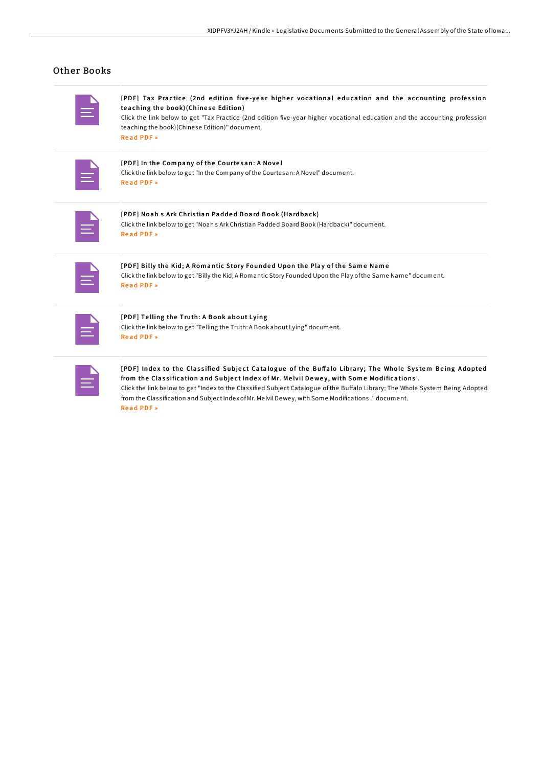## Other Books

**[PDF] Tax Practice (2nd edition five-year higher vocational education and the accounting profession teaching the book)(Chinese Edition)**

Click the link below to get "Tax Practice (2nd edition five-year higher vocational education and the accounting profession teaching the book)(Chinese Edition)" document.

Read PDF »

**[PDF] In the Company of the Courtesan: A Novel**

Click the link below to get "In the Company of the Courtesan: A Novel" document.

Read PDF »

**[PDF] Noah s Ark Christian Padded Board Book (Hardback)**

Click the link below to get "Noah s Ark Christian Padded Board Book (Hardback)" document.

Read PDF »

**[PDF] Billy the Kid; A Romantic Story Founded Upon the Play of the Same Name**

Click the link below to get "Billy the Kid; A Romantic Story Founded Upon the Play of the Same Name" document.

Read PDF »

**[PDF] Telling the Truth: A Book about Lying**

Click the link below to get "Telling the Truth: A Book about Lying" document.

Read PDF »

**[PDF] Index to the Classified Subject Catalogue of the Buffalo Library; The Whole System Being Adopted from the Classification and Subject Index of Mr. Melvil Dewey, with Some Modifications .**

Click the link below to get "Index to the Classified Subject Catalogue of the Buffalo Library; The Whole System Being Adopted from the Classification and Subject Index of Mr. Melvil Dewey, with Some Modifications ." document.

Read PDF »